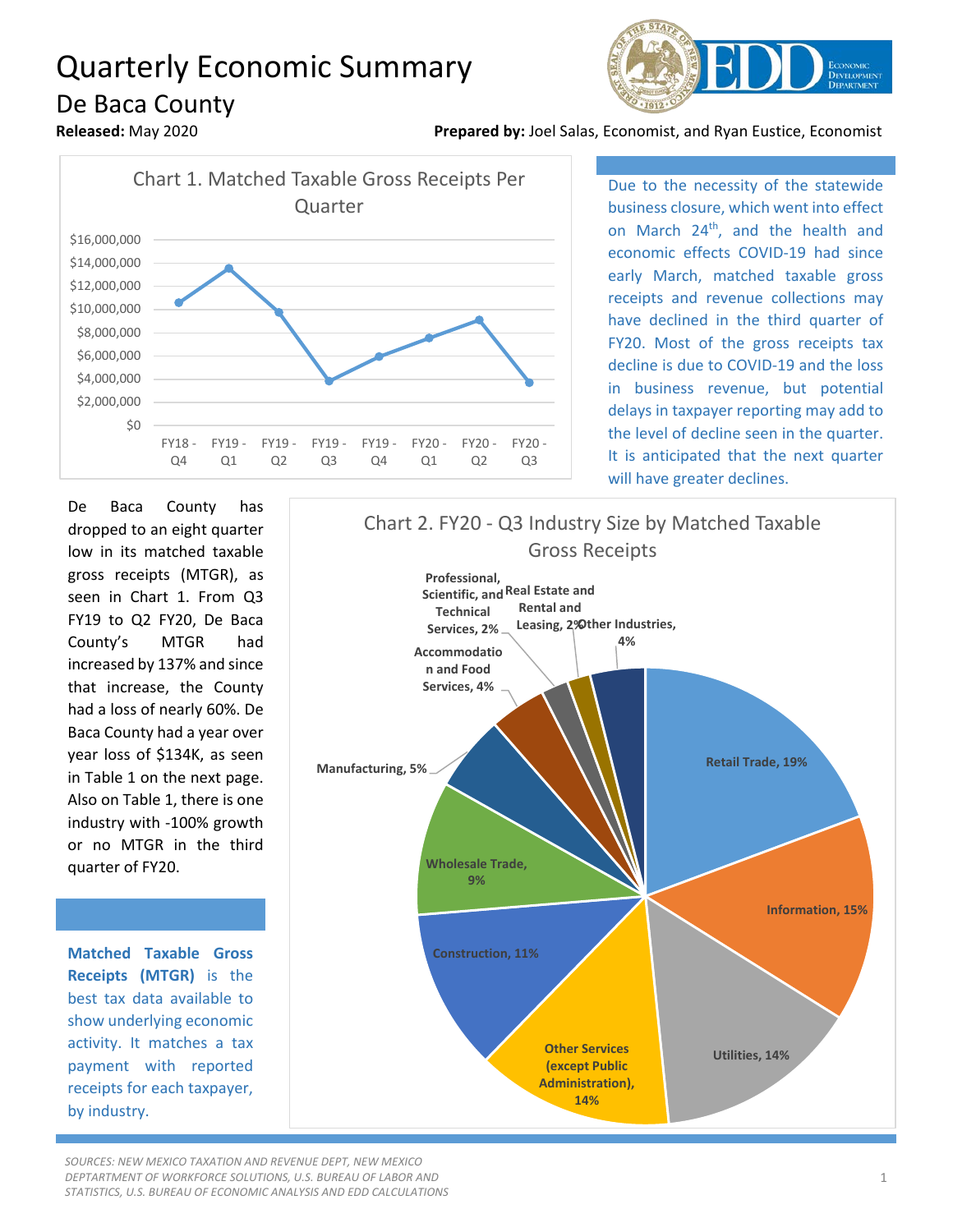# Quarterly Economic Summary

## De Baca County

**Released:** May 2020

**Prepared by:** Joel Salas, Economist, and Ryan Eustice, Economist

Chart 1. Matched Taxable Gross Receipts Per Quarter

Due to the necessity of the statewide business closure, which went into effect on March 24th, and the health and economic effects COVID-19 had since early March, matched taxable gross receipts and revenue collections may have declined in the third quarter of FY20. Most of the gross receipts tax decline is due to COVID-19 and the loss in business revenue, but potential delays in taxpayer reporting may add to the level of decline seen in the quarter. It is anticipated that the next quarter will have greater declines.

De Baca County has dropped to an eight quarter low in its matched taxable gross receipts (MTGR), as seen in Chart 1. From Q3 FY19 to Q2 FY20, De Baca County's MTGR had increased by 137% and since that increase, the County had a loss of nearly 60%. De Baca County had a year over year loss of $134K, as seen in Table 1 on the next page. Also on Table 1, there is one industry with -100% growth or no MTGR in the third quarter of FY20.

**Matched Taxable Gross Receipts (MTGR)** is the best tax data available to show underlying economic activity. It matches a tax payment with reported receipts for each taxpayer, by industry.

Chart 2. FY20 - Q3 Industry Size by Matched Taxable Gross Receipts

*SOURCES: NEW MEXICO TAXATION AND REVENUE DEPT, NEW MEXICO DEPTARTMENT OF WORKFORCE SOLUTIONS, U.S. BUREAU OF LABOR AND STATISTICS, U.S. BUREAU OF ECONOMIC ANALYSIS AND EDD CALCULATIONS*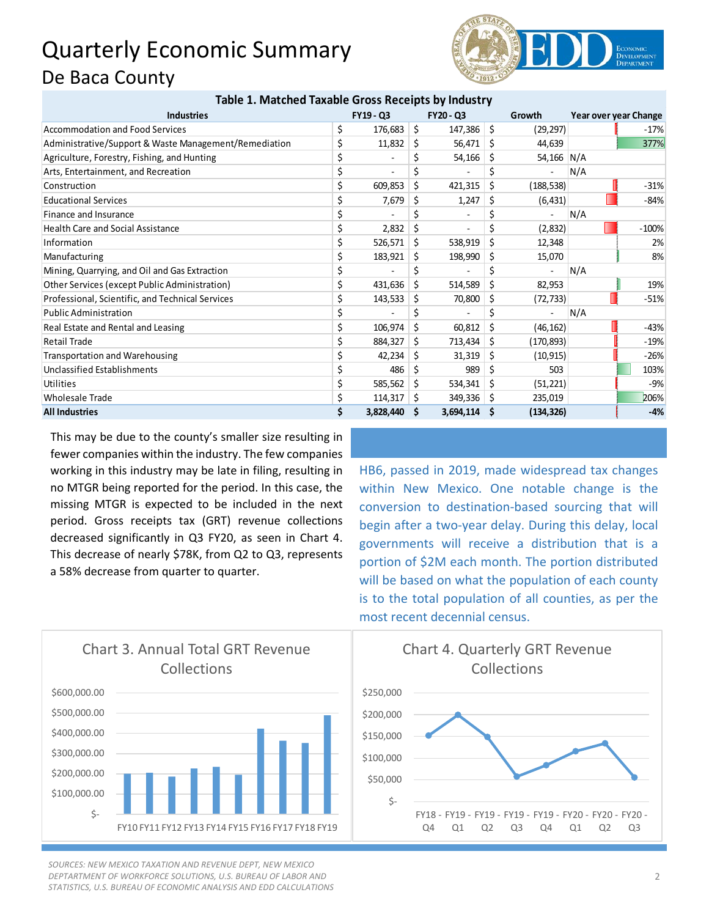# Quarterly Economic Summary

## De Baca County

**Table 1. Matched Taxable Gross Receipts by Industry**

| Industries | FY19 - Q3 | FY20 - Q3 | Growth | Year over year Change |
|---|---|---|---|---|
| Accommodation and Food Services | $ 176,683 | $ 147,386 | $ (29,297) | -17% |
| Administrative/Support & Waste Management/Remediation | $ 11,832 | $ 56,471 | $ 44,639 | 377% |
| Agriculture, Forestry, Fishing, and Hunting | $ - | $ 54,166 | $ 54,166 | N/A |
| Arts, Entertainment, and Recreation | $ - | $ - | $ - | N/A |
| Construction | $ 609,853 | $ 421,315 | $ (188,538) | -31% |
| Educational Services | $ 7,679 | $ 1,247 | $ (6,431) | -84% |
| Finance and Insurance | $ - | $ - | $ - | N/A |
| Health Care and Social Assistance | $ 2,832 | $ - | $ (2,832) | -100% |
| Information | $ 526,571 | $ 538,919 | $ 12,348 | 2% |
| Manufacturing | $ 183,921 | $ 198,990 | $ 15,070 | 8% |
| Mining, Quarrying, and Oil and Gas Extraction | $ - | $ - | $ - | N/A |
| Other Services (except Public Administration) | $ 431,636 | $ 514,589 | $ 82,953 | 19% |
| Professional, Scientific, and Technical Services | $ 143,533 | $ 70,800 | $ (72,733) | -51% |
| Public Administration | $ - | $ - | $ - | N/A |
| Real Estate and Rental and Leasing | $ 106,974 | $ 60,812 | $ (46,162) | -43% |
| Retail Trade | $ 884,327 | $ 713,434 | $ (170,893) | -19% |
| Transportation and Warehousing | $ 42,234 | $ 31,319 | $ (10,915) | -26% |
| Unclassified Establishments | $ 486 | $ 989 | $ 503 | 103% |
| Utilities | $ 585,562 | $ 534,341 | $ (51,221) | -9% |
| Wholesale Trade | $ 114,317 | $ 349,336 | $ 235,019 | 206% |
| **All Industries** | **$ 3,828,440** | **$ 3,694,114** | **$ (134,326)** | **-4%** |

This may be due to the county's smaller size resulting in fewer companies within the industry. The few companies working in this industry may be late in filing, resulting in no MTGR being reported for the period. In this case, the missing MTGR is expected to be included in the next period. Gross receipts tax (GRT) revenue collections decreased significantly in Q3 FY20, as seen in Chart 4. This decrease of nearly $78K, from Q2 to Q3, represents a 58% decrease from quarter to quarter.

HB6, passed in 2019, made widespread tax changes within New Mexico. One notable change is the conversion to destination-based sourcing that will begin after a two-year delay. During this delay, local governments will receive a distribution that is a portion of $2M each month. The portion distributed will be based on what the population of each county is to the total population of all counties, as per the most recent decennial census.

**Chart 3. Annual Total GRT Revenue Collections**

**Chart 4. Quarterly GRT Revenue Collections**

*SOURCES: NEW MEXICO TAXATION AND REVENUE DEPT, NEW MEXICO DEPTARTMENT OF WORKFORCE SOLUTIONS, U.S. BUREAU OF LABOR AND STATISTICS, U.S. BUREAU OF ECONOMIC ANALYSIS AND EDD CALCULATIONS*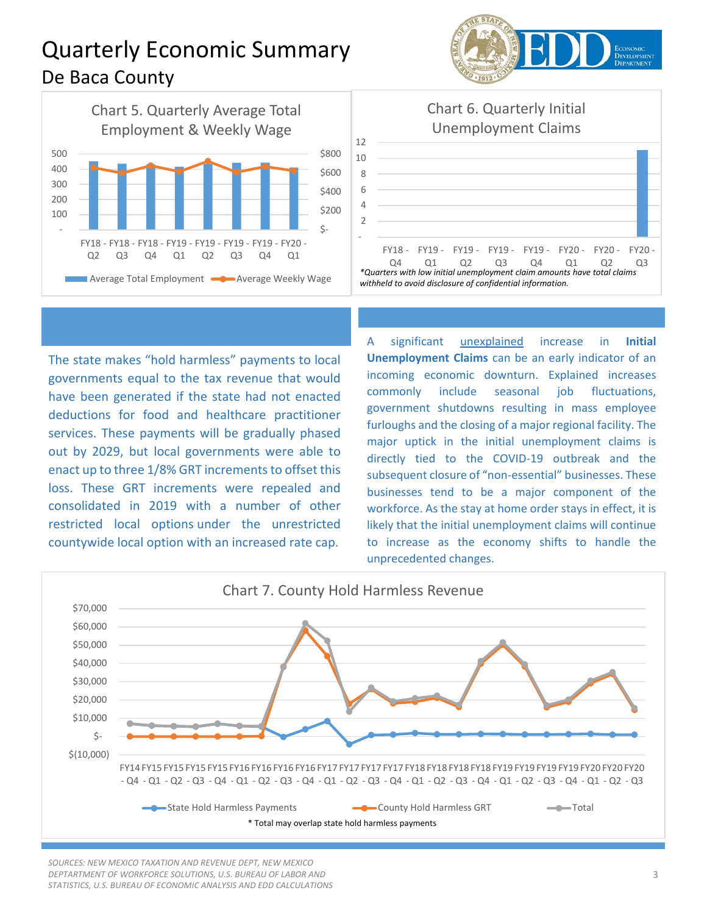# Quarterly Economic Summary

## De Baca County

Chart 5. Quarterly Average Total Employment & Weekly Wage

500
400
300
200
100
-

$800
$600
$400
$200
$-

FY18 - Q2 FY18 - Q3 FY18 - Q4 FY19 - Q1 FY19 - Q2 FY19 - Q3 FY19 - Q4 FY20 - Q1

Average Total Employment  Average Weekly Wage

Chart 6. Quarterly Initial Unemployment Claims

12
10
8
6
4
2
-

FY18 - Q4 FY19 - Q1 FY19 - Q2 FY19 - Q3 FY19 - Q4 FY20 - Q1 FY20 - Q2 FY20 - Q3

*Quarters with low initial unemployment claim amounts have total claims withheld to avoid disclosure of confidential information.*

The state makes "hold harmless" payments to local governments equal to the tax revenue that would have been generated if the state had not enacted deductions for food and healthcare practitioner services. These payments will be gradually phased out by 2029, but local governments were able to enact up to three 1/8% GRT increments to offset this loss. These GRT increments were repealed and consolidated in 2019 with a number of other restricted local options under the unrestricted countywide local option with an increased rate cap.

A significant unexplained increase in **Initial Unemployment Claims** can be an early indicator of an incoming economic downturn. Explained increases commonly include seasonal job fluctuations, government shutdowns resulting in mass employee furloughs and the closing of a major regional facility. The major uptick in the initial unemployment claims is directly tied to the COVID-19 outbreak and the subsequent closure of "non-essential" businesses. These businesses tend to be a major component of the workforce. As the stay at home order stays in effect, it is likely that the initial unemployment claims will continue to increase as the economy shifts to handle the unprecedented changes.

Chart 7. County Hold Harmless Revenue

$70,000
$60,000
$50,000
$40,000
$30,000
$20,000
$10,000
$-
$(10,000)

FY14 - Q4 FY15 - Q1 FY15 - Q2 FY15 - Q3 FY15 - Q4 FY16 - Q1 FY16 - Q2 FY16 - Q3 FY16 - Q4 FY17 - Q1 FY17 - Q2 FY17 - Q3 FY17 - Q4 FY18 - Q1 FY18 - Q2 FY18 - Q3 FY18 - Q4 FY19 - Q1 FY19 - Q2 FY19 - Q3 FY19 - Q4 FY20 - Q1 FY20 - Q2 FY20 - Q3

State Hold Harmless Payments  County Hold Harmless GRT  Total

\* Total may overlap state hold harmless payments

*SOURCES: NEW MEXICO TAXATION AND REVENUE DEPT, NEW MEXICO DEPTARTMENT OF WORKFORCE SOLUTIONS, U.S. BUREAU OF LABOR AND STATISTICS, U.S. BUREAU OF ECONOMIC ANALYSIS AND EDD CALCULATIONS*